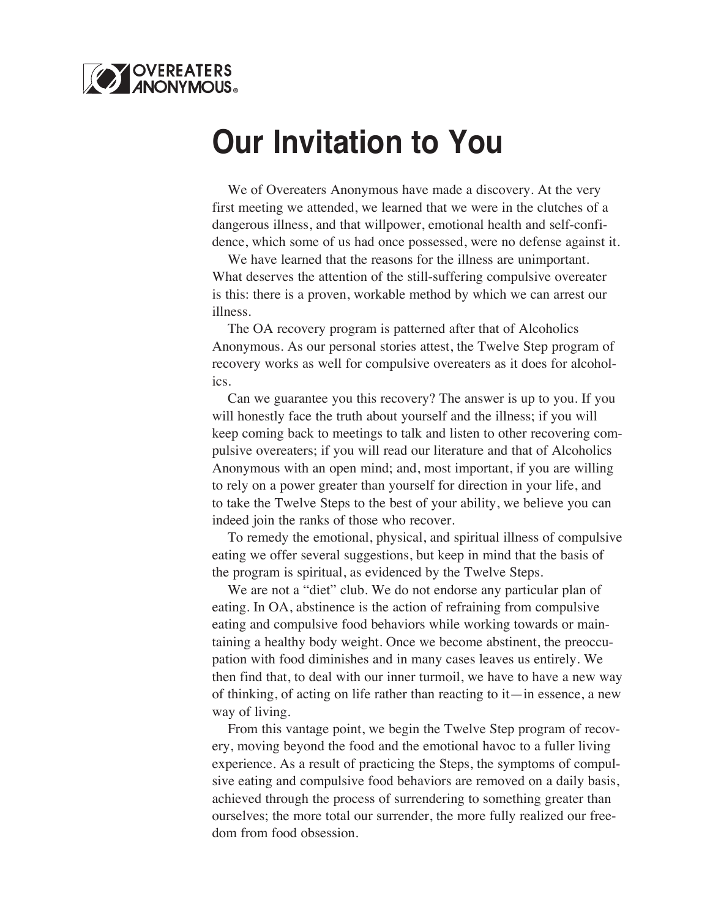OVEREATERS ANONYMOUS®

# Our Invitation to You

We of Overeaters Anonymous have made a discovery. At the very first meeting we attended, we learned that we were in the clutches of a dangerous illness, and that willpower, emotional health and self-confidence, which some of us had once possessed, were no defense against it.

We have learned that the reasons for the illness are unimportant. What deserves the attention of the still-suffering compulsive overeater is this: there is a proven, workable method by which we can arrest our illness.

The OA recovery program is patterned after that of Alcoholics Anonymous. As our personal stories attest, the Twelve Step program of recovery works as well for compulsive overeaters as it does for alcoholics.

Can we guarantee you this recovery? The answer is up to you. If you will honestly face the truth about yourself and the illness; if you will keep coming back to meetings to talk and listen to other recovering compulsive overeaters; if you will read our literature and that of Alcoholics Anonymous with an open mind; and, most important, if you are willing to rely on a power greater than yourself for direction in your life, and to take the Twelve Steps to the best of your ability, we believe you can indeed join the ranks of those who recover.

To remedy the emotional, physical, and spiritual illness of compulsive eating we offer several suggestions, but keep in mind that the basis of the program is spiritual, as evidenced by the Twelve Steps.

We are not a "diet" club. We do not endorse any particular plan of eating. In OA, abstinence is the action of refraining from compulsive eating and compulsive food behaviors while working towards or maintaining a healthy body weight. Once we become abstinent, the preoccupation with food diminishes and in many cases leaves us entirely. We then find that, to deal with our inner turmoil, we have to have a new way of thinking, of acting on life rather than reacting to it—in essence, a new way of living.

From this vantage point, we begin the Twelve Step program of recovery, moving beyond the food and the emotional havoc to a fuller living experience. As a result of practicing the Steps, the symptoms of compulsive eating and compulsive food behaviors are removed on a daily basis, achieved through the process of surrendering to something greater than ourselves; the more total our surrender, the more fully realized our freedom from food obsession.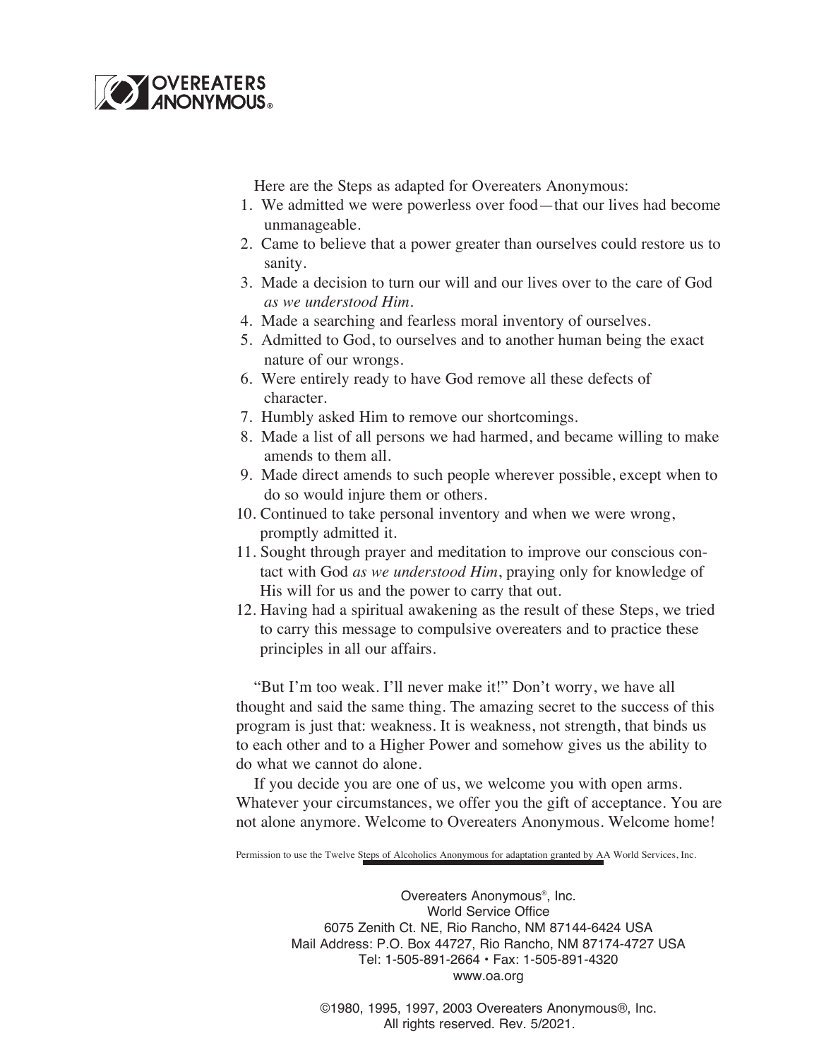OVEREATERS ANONYMOUS®

Here are the Steps as adapted for Overeaters Anonymous:

1. We admitted we were powerless over food—that our lives had become unmanageable.
2. Came to believe that a power greater than ourselves could restore us to sanity.
3. Made a decision to turn our will and our lives over to the care of God *as we understood Him*.
4. Made a searching and fearless moral inventory of ourselves.
5. Admitted to God, to ourselves and to another human being the exact nature of our wrongs.
6. Were entirely ready to have God remove all these defects of character.
7. Humbly asked Him to remove our shortcomings.
8. Made a list of all persons we had harmed, and became willing to make amends to them all.
9. Made direct amends to such people wherever possible, except when to do so would injure them or others.
10. Continued to take personal inventory and when we were wrong, promptly admitted it.
11. Sought through prayer and meditation to improve our conscious contact with God *as we understood Him*, praying only for knowledge of His will for us and the power to carry that out.
12. Having had a spiritual awakening as the result of these Steps, we tried to carry this message to compulsive overeaters and to practice these principles in all our affairs.

"But I'm too weak. I'll never make it!" Don't worry, we have all thought and said the same thing. The amazing secret to the success of this program is just that: weakness. It is weakness, not strength, that binds us to each other and to a Higher Power and somehow gives us the ability to do what we cannot do alone.

If you decide you are one of us, we welcome you with open arms. Whatever your circumstances, we offer you the gift of acceptance. You are not alone anymore. Welcome to Overeaters Anonymous. Welcome home!

Permission to use the Twelve Steps of Alcoholics Anonymous for adaptation granted by AA World Services, Inc.

Overeaters Anonymous®, Inc.
World Service Office
6075 Zenith Ct. NE, Rio Rancho, NM 87144-6424 USA
Mail Address: P.O. Box 44727, Rio Rancho, NM 87174-4727 USA
Tel: 1-505-891-2664 • Fax: 1-505-891-4320
www.oa.org

©1980, 1995, 1997, 2003 Overeaters Anonymous®, Inc.
All rights reserved. Rev. 5/2021.